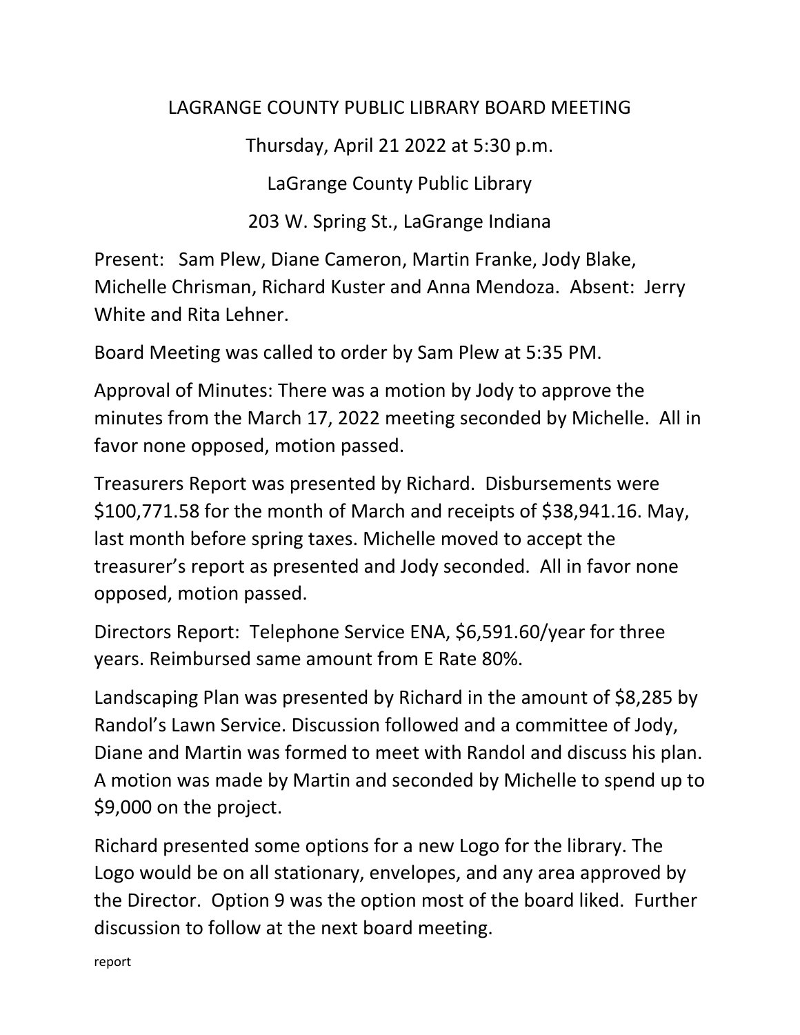# LAGRANGE COUNTY PUBLIC LIBRARY BOARD MEETING

Thursday, April 21 2022 at 5:30 p.m.

LaGrange County Public Library

203 W. Spring St., LaGrange Indiana

Present: Sam Plew, Diane Cameron, Martin Franke, Jody Blake, Michelle Chrisman, Richard Kuster and Anna Mendoza. Absent: Jerry White and Rita Lehner.

Board Meeting was called to order by Sam Plew at 5:35 PM.

Approval of Minutes: There was a motion by Jody to approve the minutes from the March 17, 2022 meeting seconded by Michelle. All in favor none opposed, motion passed.

Treasurers Report was presented by Richard. Disbursements were $100,771.58 for the month of March and receipts of $38,941.16. May, last month before spring taxes. Michelle moved to accept the treasurer's report as presented and Jody seconded. All in favor none opposed, motion passed.

Directors Report: Telephone Service ENA, $6,591.60/year for three years. Reimbursed same amount from E Rate 80%.

Landscaping Plan was presented by Richard in the amount of $8,285 by Randol's Lawn Service. Discussion followed and a committee of Jody, Diane and Martin was formed to meet with Randol and discuss his plan. A motion was made by Martin and seconded by Michelle to spend up to $9,000 on the project.

Richard presented some options for a new Logo for the library. The Logo would be on all stationary, envelopes, and any area approved by the Director. Option 9 was the option most of the board liked. Further discussion to follow at the next board meeting.

report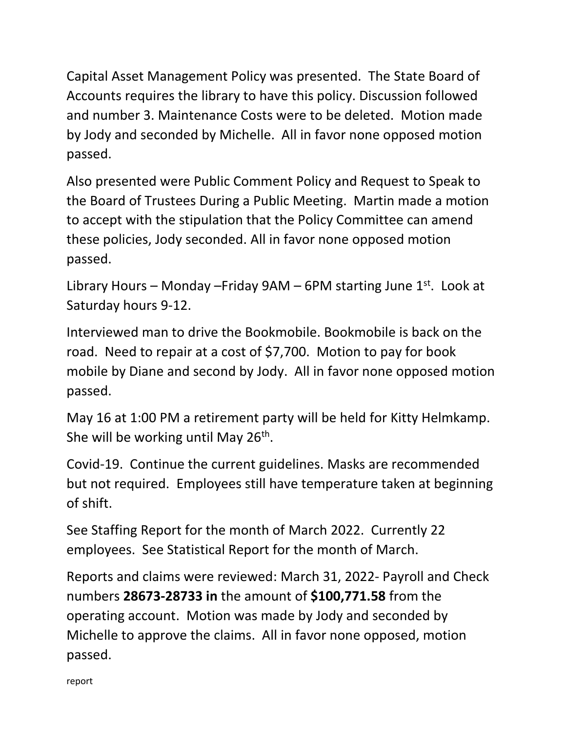Capital Asset Management Policy was presented. The State Board of Accounts requires the library to have this policy. Discussion followed and number 3. Maintenance Costs were to be deleted. Motion made by Jody and seconded by Michelle. All in favor none opposed motion passed.

Also presented were Public Comment Policy and Request to Speak to the Board of Trustees During a Public Meeting. Martin made a motion to accept with the stipulation that the Policy Committee can amend these policies, Jody seconded. All in favor none opposed motion passed.

Library Hours – Monday –Friday 9AM – 6PM starting June 1st. Look at Saturday hours 9-12.

Interviewed man to drive the Bookmobile. Bookmobile is back on the road. Need to repair at a cost of $7,700. Motion to pay for book mobile by Diane and second by Jody. All in favor none opposed motion passed.

May 16 at 1:00 PM a retirement party will be held for Kitty Helmkamp. She will be working until May 26th.

Covid-19. Continue the current guidelines. Masks are recommended but not required. Employees still have temperature taken at beginning of shift.

See Staffing Report for the month of March 2022. Currently 22 employees. See Statistical Report for the month of March.

Reports and claims were reviewed: March 31, 2022- Payroll and Check numbers **28673-28733 in** the amount of **$100,771.58** from the operating account. Motion was made by Jody and seconded by Michelle to approve the claims. All in favor none opposed, motion passed.

report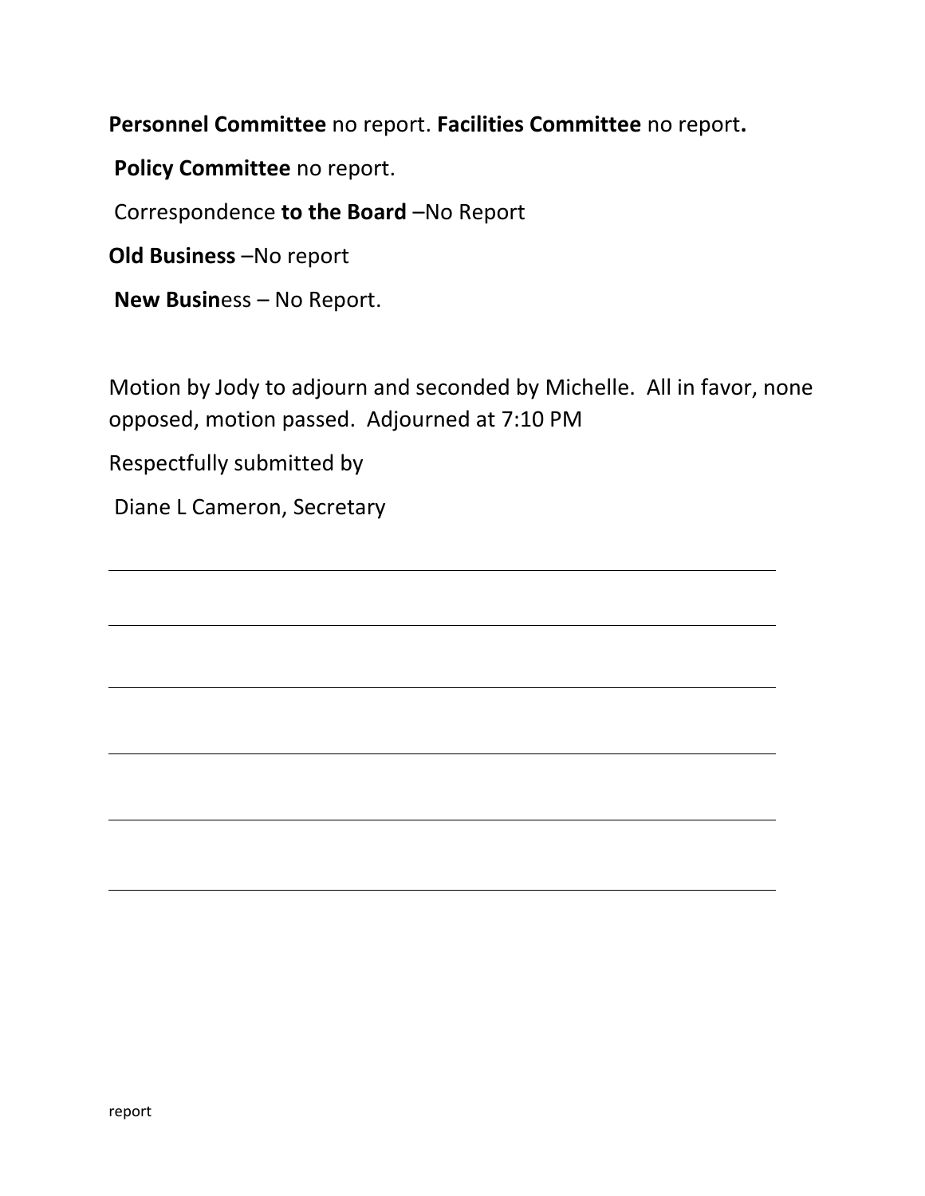**Personnel Committee** no report. **Facilities Committee** no report**.**

**Policy Committee** no report.

Correspondence **to the Board** –No Report

**Old Business** –No report

**New Busin**ess – No Report.

Motion by Jody to adjourn and seconded by Michelle. All in favor, none opposed, motion passed. Adjourned at 7:10 PM

Respectfully submitted by

Diane L Cameron, Secretary

report